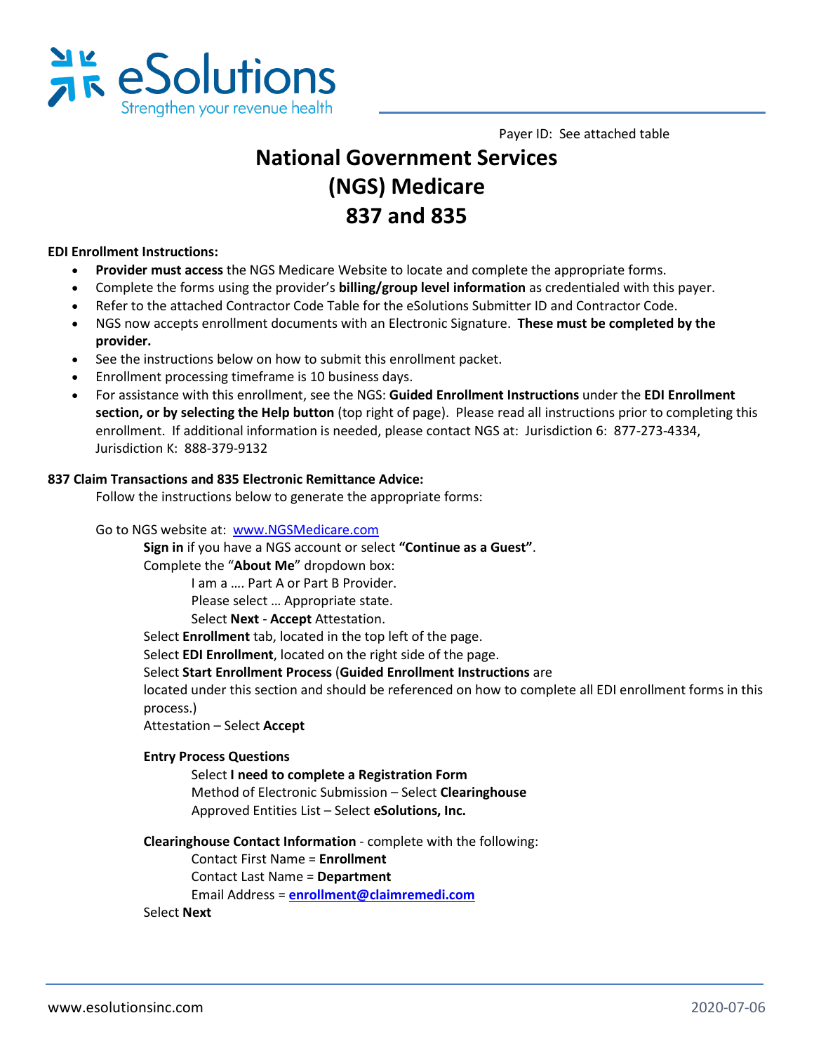eSolutions
Strengthen your revenue health

Payer ID: See attached table

# National Government Services (NGS) Medicare 837 and 835

**EDI Enrollment Instructions:**

- **Provider must access** the NGS Medicare Website to locate and complete the appropriate forms.
- Complete the forms using the provider's **billing/group level information** as credentialed with this payer.
- Refer to the attached Contractor Code Table for the eSolutions Submitter ID and Contractor Code.
- NGS now accepts enrollment documents with an Electronic Signature. **These must be completed by the provider.**
- See the instructions below on how to submit this enrollment packet.
- Enrollment processing timeframe is 10 business days.
- For assistance with this enrollment, see the NGS: **Guided Enrollment Instructions** under the **EDI Enrollment section, or by selecting the Help button** (top right of page). Please read all instructions prior to completing this enrollment. If additional information is needed, please contact NGS at: Jurisdiction 6: 877-273-4334, Jurisdiction K: 888-379-9132

**837 Claim Transactions and 835 Electronic Remittance Advice:**

Follow the instructions below to generate the appropriate forms:

Go to NGS website at: [www.NGSMedicare.com](http://www.NGSMedicare.com)

**Sign in** if you have a NGS account or select **"Continue as a Guest"**.
Complete the "**About Me**" dropdown box:
I am a …. Part A or Part B Provider.
Please select … Appropriate state.
Select **Next** - **Accept** Attestation.
Select **Enrollment** tab, located in the top left of the page.
Select **EDI Enrollment**, located on the right side of the page.
Select **Start Enrollment Process** (**Guided Enrollment Instructions** are located under this section and should be referenced on how to complete all EDI enrollment forms in this process.)
Attestation – Select **Accept**

**Entry Process Questions**
Select **I need to complete a Registration Form**
Method of Electronic Submission – Select **Clearinghouse**
Approved Entities List – Select **eSolutions, Inc.**

**Clearinghouse Contact Information** - complete with the following:
Contact First Name = **Enrollment**
Contact Last Name = **Department**
Email Address = **enrollment@claimremedi.com**
Select **Next**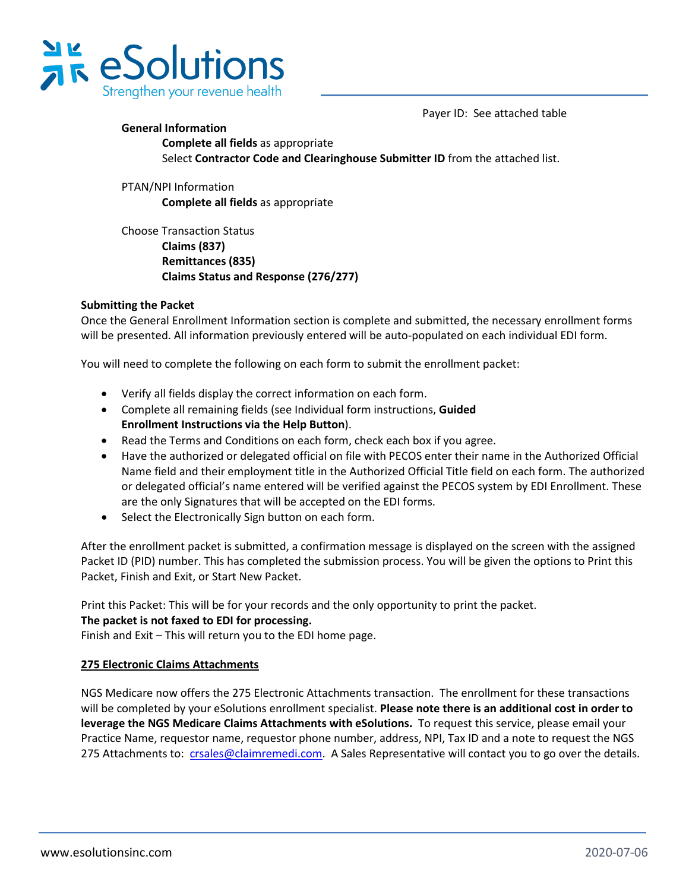Payer ID: See attached table

**General Information**

**Complete all fields** as appropriate

Select **Contractor Code and Clearinghouse Submitter ID** from the attached list.

PTAN/NPI Information

**Complete all fields** as appropriate

Choose Transaction Status

**Claims (837)**

**Remittances (835)**

**Claims Status and Response (276/277)**

**Submitting the Packet**

Once the General Enrollment Information section is complete and submitted, the necessary enrollment forms will be presented. All information previously entered will be auto-populated on each individual EDI form.

You will need to complete the following on each form to submit the enrollment packet:

- Verify all fields display the correct information on each form.
- Complete all remaining fields (see Individual form instructions, **Guided Enrollment Instructions via the Help Button**).
- Read the Terms and Conditions on each form, check each box if you agree.
- Have the authorized or delegated official on file with PECOS enter their name in the Authorized Official Name field and their employment title in the Authorized Official Title field on each form. The authorized or delegated official's name entered will be verified against the PECOS system by EDI Enrollment. These are the only Signatures that will be accepted on the EDI forms.
- Select the Electronically Sign button on each form.

After the enrollment packet is submitted, a confirmation message is displayed on the screen with the assigned Packet ID (PID) number. This has completed the submission process. You will be given the options to Print this Packet, Finish and Exit, or Start New Packet.

Print this Packet: This will be for your records and the only opportunity to print the packet.
**The packet is not faxed to EDI for processing.**
Finish and Exit – This will return you to the EDI home page.

**275 Electronic Claims Attachments**

NGS Medicare now offers the 275 Electronic Attachments transaction. The enrollment for these transactions will be completed by your eSolutions enrollment specialist. **Please note there is an additional cost in order to leverage the NGS Medicare Claims Attachments with eSolutions.** To request this service, please email your Practice Name, requestor name, requestor phone number, address, NPI, Tax ID and a note to request the NGS 275 Attachments to: crsales@claimremedi.com. A Sales Representative will contact you to go over the details.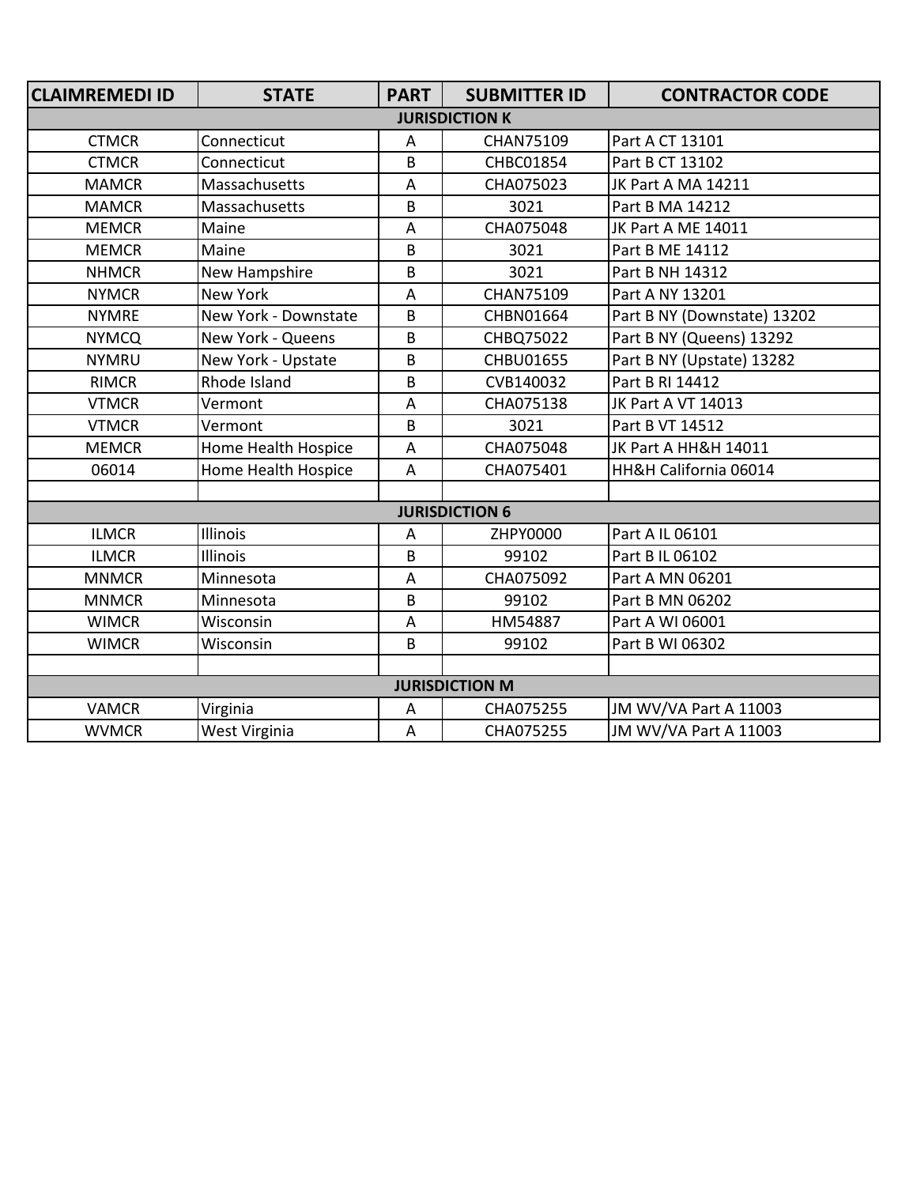| CLAIMREMEDI ID | STATE | PART | SUBMITTER ID | CONTRACTOR CODE |
|---|---|---|---|---|
| **JURISDICTION K** | | | | |
| CTMCR | Connecticut | A | CHAN75109 | Part A CT 13101 |
| CTMCR | Connecticut | B | CHBC01854 | Part B CT 13102 |
| MAMCR | Massachusetts | A | CHA075023 | JK Part A MA 14211 |
| MAMCR | Massachusetts | B | 3021 | Part B MA 14212 |
| MEMCR | Maine | A | CHA075048 | JK Part A ME 14011 |
| MEMCR | Maine | B | 3021 | Part B ME 14112 |
| NHMCR | New Hampshire | B | 3021 | Part B NH 14312 |
| NYMCR | New York | A | CHAN75109 | Part A NY 13201 |
| NYMRE | New York - Downstate | B | CHBN01664 | Part B NY (Downstate) 13202 |
| NYMCQ | New York - Queens | B | CHBQ75022 | Part B NY (Queens) 13292 |
| NYMRU | New York - Upstate | B | CHBU01655 | Part B NY (Upstate) 13282 |
| RIMCR | Rhode Island | B | CVB140032 | Part B RI 14412 |
| VTMCR | Vermont | A | CHA075138 | JK Part A VT 14013 |
| VTMCR | Vermont | B | 3021 | Part B VT 14512 |
| MEMCR | Home Health Hospice | A | CHA075048 | JK Part A HH&H 14011 |
| 06014 | Home Health Hospice | A | CHA075401 | HH&H California 06014 |
| | | | | |
| **JURISDICTION 6** | | | | |
| ILMCR | Illinois | A | ZHPY0000 | Part A IL 06101 |
| ILMCR | Illinois | B | 99102 | Part B IL 06102 |
| MNMCR | Minnesota | A | CHA075092 | Part A MN 06201 |
| MNMCR | Minnesota | B | 99102 | Part B MN 06202 |
| WIMCR | Wisconsin | A | HM54887 | Part A WI 06001 |
| WIMCR | Wisconsin | B | 99102 | Part B WI 06302 |
| | | | | |
| **JURISDICTION M** | | | | |
| VAMCR | Virginia | A | CHA075255 | JM WV/VA Part A 11003 |
| WVMCR | West Virginia | A | CHA075255 | JM WV/VA Part A 11003 |